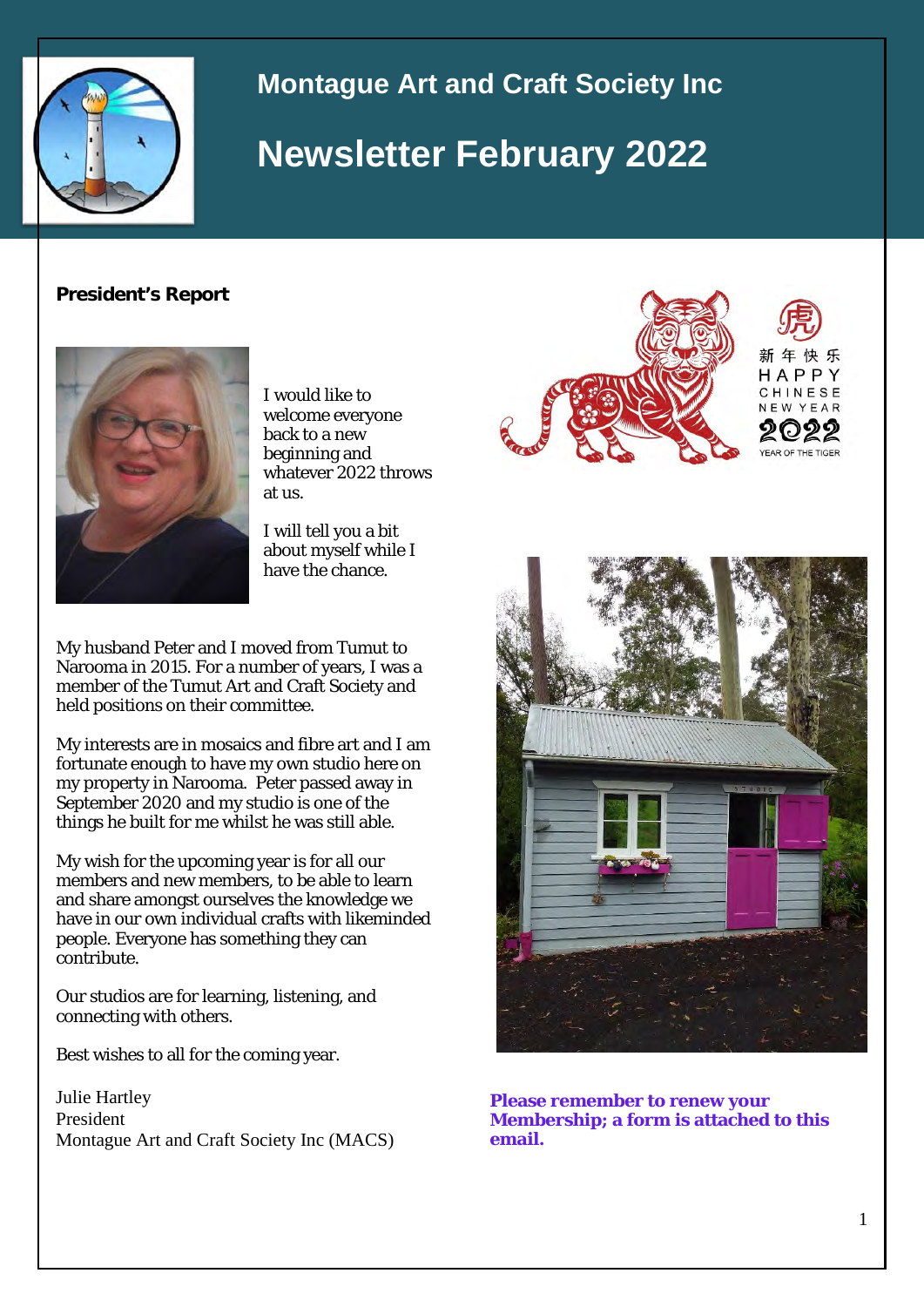# Montague Art and Craft Society Inc

# Newsletter February 2022

## President's Report

I would like to welcome everyone back to a new beginning and whatever 2022 throws at us.

I will tell you a bit about myself while I have the chance.

My husband Peter and I moved from Tumut to Narooma in 2015. For a number of years, I was a member of the Tumut Art and Craft Society and held positions on their committee.

My interests are in mosaics and fibre art and I am fortunate enough to have my own studio here on my property in Narooma. Peter passed away in September 2020 and my studio is one of the things he built for me whilst he was still able.

My wish for the upcoming year is for all our members and new members, to be able to learn and share amongst ourselves the knowledge we have in our own individual crafts with likeminded people. Everyone has something they can contribute.

Our studios are for learning, listening, and connecting with others.

Best wishes to all for the coming year.

Julie Hartley
President
Montague Art and Craft Society Inc (MACS)

**Please remember to renew your Membership; a form is attached to this email.**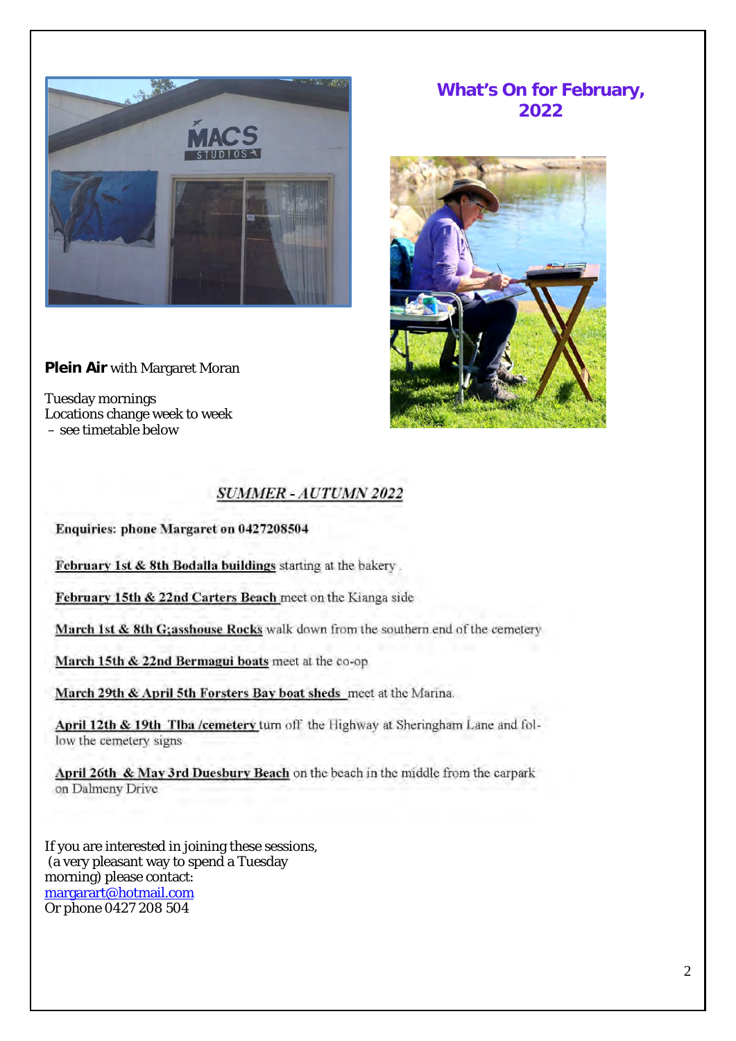## What's On for February, 2022

**Plein Air** with Margaret Moran

Tuesday mornings
Locations change week to week
– see timetable below

### *SUMMER - AUTUMN 2022*

**Enquiries: phone Margaret on 0427208504**

**February 1st & 8th Bodalla buildings** starting at the bakery .

**February 15th & 22nd Carters Beach** meet on the Kianga side

**March 1st & 8th G;asshouse Rocks** walk down from the southern end of the cemetery

**March 15th & 22nd Bermagui boats** meet at the co-op

**March 29th & April 5th Forsters Bay boat sheds** meet at the Marina.

**April 12th & 19th Tlba /cemetery** turn off the Highway at Sheringham Lane and follow the cemetery signs

**April 26th & May 3rd Duesbury Beach** on the beach in the middle from the carpark on Dalmeny Drive

If you are interested in joining these sessions, (a very pleasant way to spend a Tuesday morning) please contact:
[margarart@hotmail.com](mailto:margarart@hotmail.com)
Or phone 0427 208 504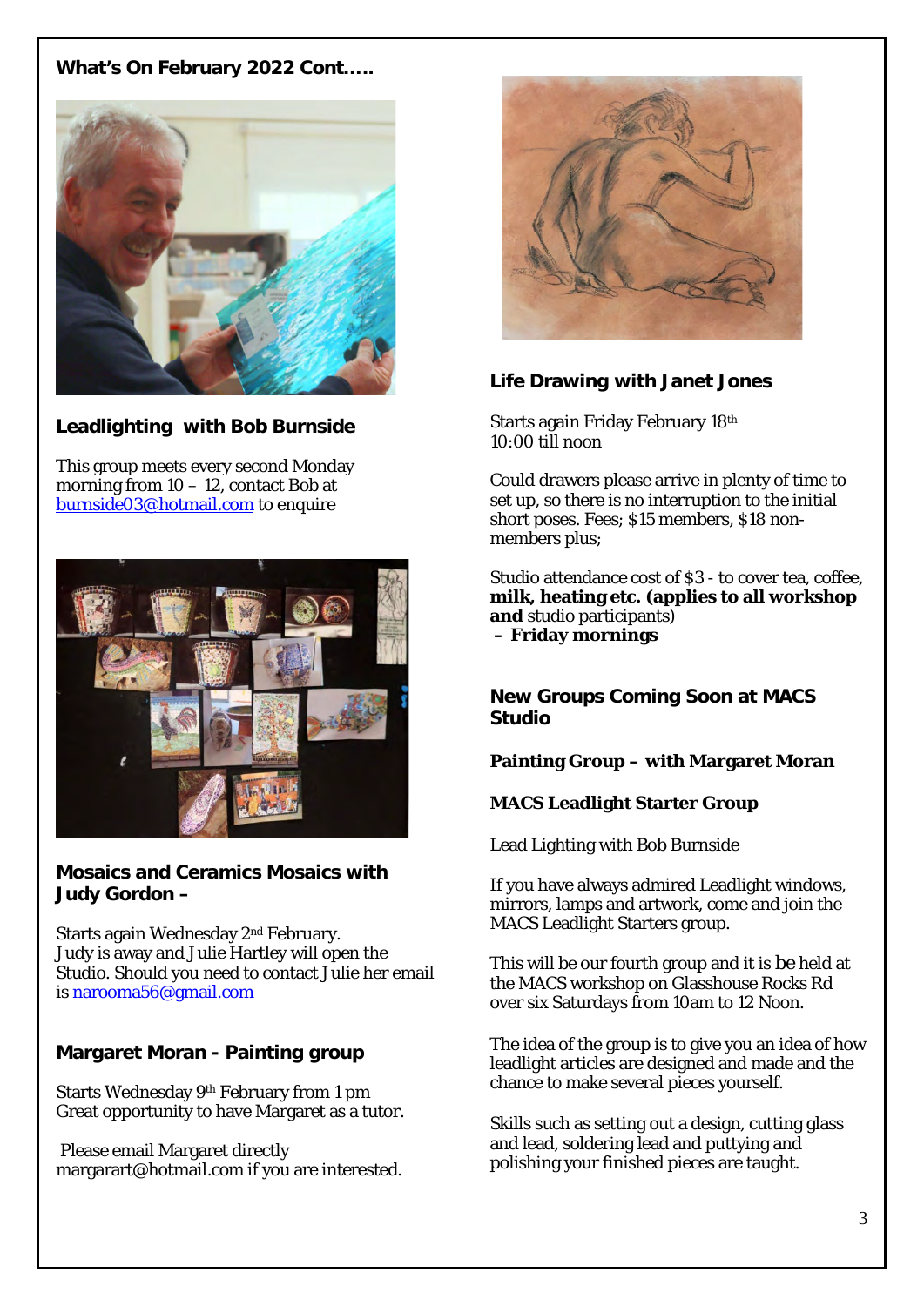**What's On February 2022 Cont…..**

## Leadlighting with Bob Burnside

This group meets every second Monday morning from 10 – 12, contact Bob at burnside03@hotmail.com to enquire

## Mosaics and Ceramics Mosaics with Judy Gordon –

Starts again Wednesday 2nd February.
Judy is away and Julie Hartley will open the Studio. Should you need to contact Julie her email is narooma56@gmail.com

## Margaret Moran - Painting group

Starts Wednesday 9th February from 1 pm
Great opportunity to have Margaret as a tutor.

Please email Margaret directly margarart@hotmail.com if you are interested.

## Life Drawing with Janet Jones

Starts again Friday February 18th
10:00 till noon

Could drawers please arrive in plenty of time to set up, so there is no interruption to the initial short poses. Fees; $15 members, $18 non-members plus;

Studio attendance cost of $3 - to cover tea, coffee, **milk, heating etc. (applies to all workshop and** studio participants)
**– Friday mornings**

## New Groups Coming Soon at MACS Studio

**Painting Group – with Margaret Moran**

**MACS Leadlight Starter Group**

Lead Lighting with Bob Burnside

If you have always admired Leadlight windows, mirrors, lamps and artwork, come and join the MACS Leadlight Starters group.

This will be our fourth group and it is be held at the MACS workshop on Glasshouse Rocks Rd over six Saturdays from 10am to 12 Noon.

The idea of the group is to give you an idea of how leadlight articles are designed and made and the chance to make several pieces yourself.

Skills such as setting out a design, cutting glass and lead, soldering lead and puttying and polishing your finished pieces are taught.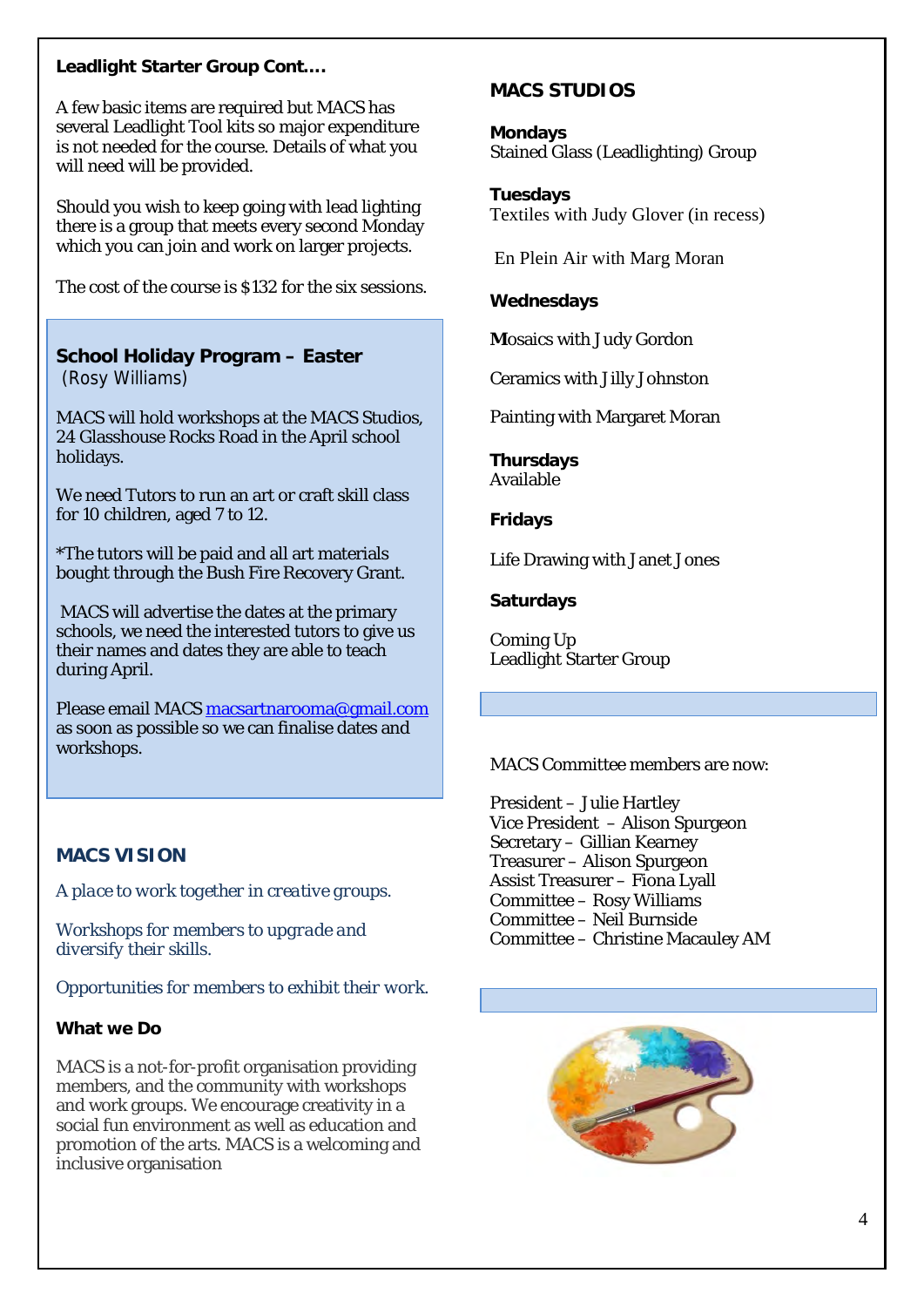**Leadlight Starter Group Cont….**

A few basic items are required but MACS has several Leadlight Tool kits so major expenditure is not needed for the course. Details of what you will need will be provided.

Should you wish to keep going with lead lighting there is a group that meets every second Monday which you can join and work on larger projects.

The cost of the course is $132 for the six sessions.

## School Holiday Program – Easter

(Rosy Williams)

MACS will hold workshops at the MACS Studios, 24 Glasshouse Rocks Road in the April school holidays.

We need Tutors to run an art or craft skill class for 10 children, aged 7 to 12.

*The tutors will be paid and all art materials bought through the Bush Fire Recovery Grant.

MACS will advertise the dates at the primary schools, we need the interested tutors to give us their names and dates they are able to teach during April.

Please email MACS macsartnarooma@gmail.com as soon as possible so we can finalise dates and workshops.

## MACS VISION

*A place to work together in creative groups.*

Workshops for members to upgrade and diversify their skills.

Opportunities for members to exhibit their work.

**What we Do**

MACS is a not-for-profit organisation providing members, and the community with workshops and work groups. We encourage creativity in a social fun environment as well as education and promotion of the arts. MACS is a welcoming and inclusive organisation

## MACS STUDIOS

**Mondays**
Stained Glass (Leadlighting) Group

**Tuesdays**
Textiles with Judy Glover (in recess)

En Plein Air with Marg Moran

**Wednesdays**

Mosaics with Judy Gordon

Ceramics with Jilly Johnston

Painting with Margaret Moran

**Thursdays**
Available

**Fridays**

Life Drawing with Janet Jones

**Saturdays**

Coming Up
Leadlight Starter Group

MACS Committee members are now:

President – Julie Hartley
Vice President – Alison Spurgeon
Secretary – Gillian Kearney
Treasurer – Alison Spurgeon
Assist Treasurer – Fiona Lyall
Committee – Rosy Williams
Committee – Neil Burnside
Committee – Christine Macauley AM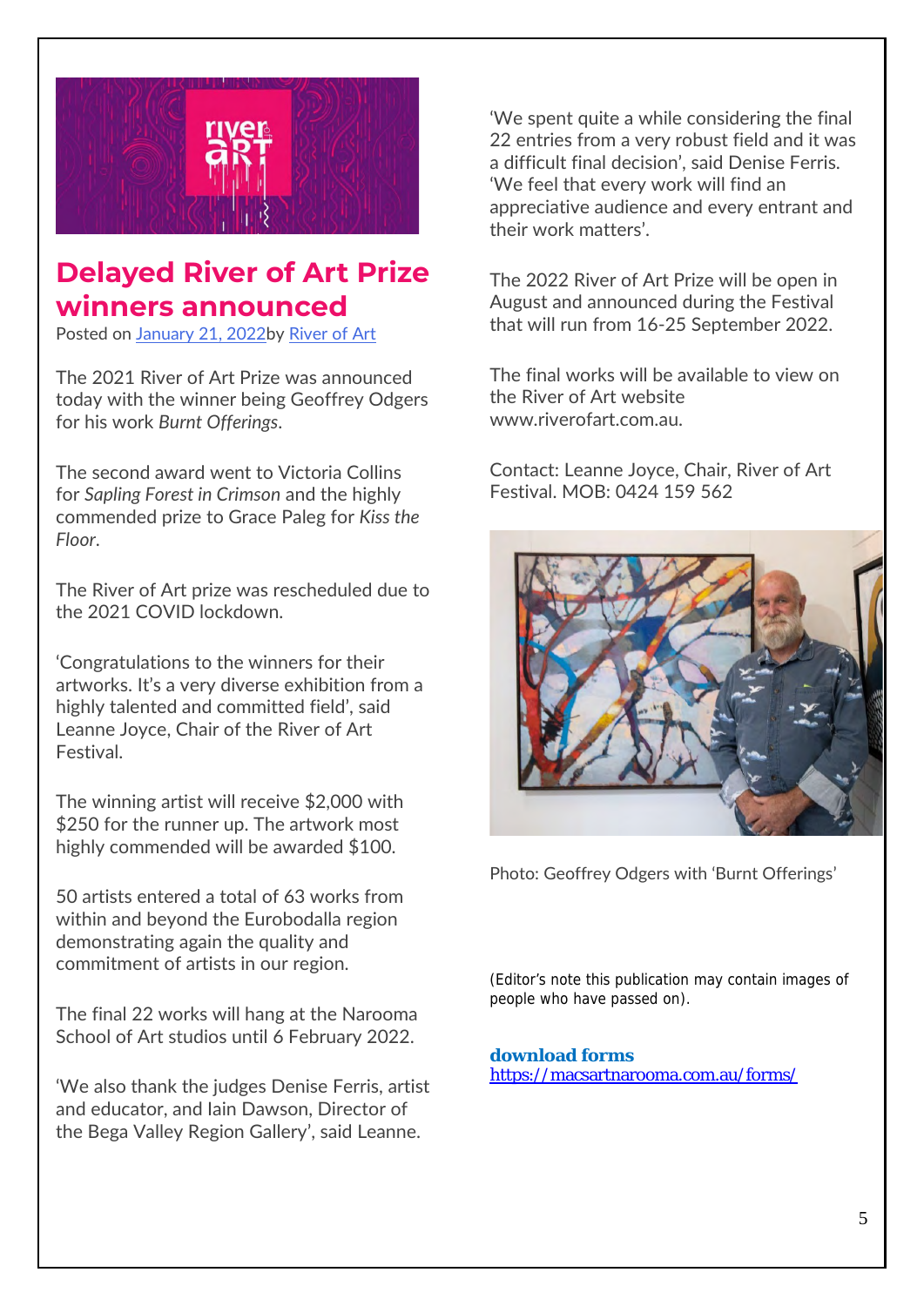# Delayed River of Art Prize winners announced

Posted on [January 21, 2022]by [River of Art]

The 2021 River of Art Prize was announced today with the winner being Geoffrey Odgers for his work *Burnt Offerings*.

The second award went to Victoria Collins for *Sapling Forest in Crimson* and the highly commended prize to Grace Paleg for *Kiss the Floor*.

The River of Art prize was rescheduled due to the 2021 COVID lockdown.

'Congratulations to the winners for their artworks. It's a very diverse exhibition from a highly talented and committed field', said Leanne Joyce, Chair of the River of Art Festival.

The winning artist will receive $2,000 with $250 for the runner up. The artwork most highly commended will be awarded $100.

50 artists entered a total of 63 works from within and beyond the Eurobodalla region demonstrating again the quality and commitment of artists in our region.

The final 22 works will hang at the Narooma School of Art studios until 6 February 2022.

'We also thank the judges Denise Ferris, artist and educator, and Iain Dawson, Director of the Bega Valley Region Gallery', said Leanne.

'We spent quite a while considering the final 22 entries from a very robust field and it was a difficult final decision', said Denise Ferris. 'We feel that every work will find an appreciative audience and every entrant and their work matters'.

The 2022 River of Art Prize will be open in August and announced during the Festival that will run from 16-25 September 2022.

The final works will be available to view on the River of Art website www.riverofart.com.au.

Contact: Leanne Joyce, Chair, River of Art Festival. MOB: 0424 159 562

Photo: Geoffrey Odgers with 'Burnt Offerings'

(Editor's note this publication may contain images of people who have passed on).

**download forms**
https://macsartnarooma.com.au/forms/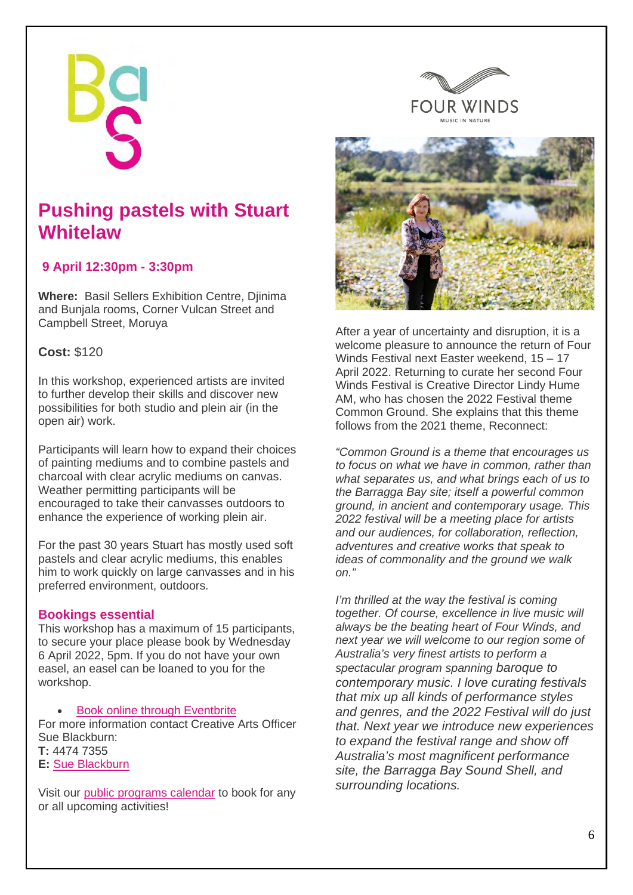## Pushing pastels with Stuart Whitelaw

**9 April 12:30pm - 3:30pm**

**Where:** Basil Sellers Exhibition Centre, Djinima and Bunjala rooms, Corner Vulcan Street and Campbell Street, Moruya

**Cost:** $120

In this workshop, experienced artists are invited to further develop their skills and discover new possibilities for both studio and plein air (in the open air) work.

Participants will learn how to expand their choices of painting mediums and to combine pastels and charcoal with clear acrylic mediums on canvas. Weather permitting participants will be encouraged to take their canvasses outdoors to enhance the experience of working plein air.

For the past 30 years Stuart has mostly used soft pastels and clear acrylic mediums, this enables him to work quickly on large canvasses and in his preferred environment, outdoors.

**Bookings essential**

This workshop has a maximum of 15 participants, to secure your place please book by Wednesday 6 April 2022, 5pm. If you do not have your own easel, an easel can be loaned to you for the workshop.

- Book online through Eventbrite

For more information contact Creative Arts Officer Sue Blackburn:
**T:** 4474 7355
**E:** Sue Blackburn

Visit our public programs calendar to book for any or all upcoming activities!

FOUR WINDS
MUSIC IN NATURE

After a year of uncertainty and disruption, it is a welcome pleasure to announce the return of Four Winds Festival next Easter weekend, 15 – 17 April 2022. Returning to curate her second Four Winds Festival is Creative Director Lindy Hume AM, who has chosen the 2022 Festival theme Common Ground. She explains that this theme follows from the 2021 theme, Reconnect:

*"Common Ground is a theme that encourages us to focus on what we have in common, rather than what separates us, and what brings each of us to the Barragga Bay site; itself a powerful common ground, in ancient and contemporary usage. This 2022 festival will be a meeting place for artists and our audiences, for collaboration, reflection, adventures and creative works that speak to ideas of commonality and the ground we walk on."*

*I'm thrilled at the way the festival is coming together. Of course, excellence in live music will always be the beating heart of Four Winds, and next year we will welcome to our region some of Australia's very finest artists to perform a spectacular program spanning baroque to contemporary music. I love curating festivals that mix up all kinds of performance styles and genres, and the 2022 Festival will do just that. Next year we introduce new experiences to expand the festival range and show off Australia's most magnificent performance site, the Barragga Bay Sound Shell, and surrounding locations.*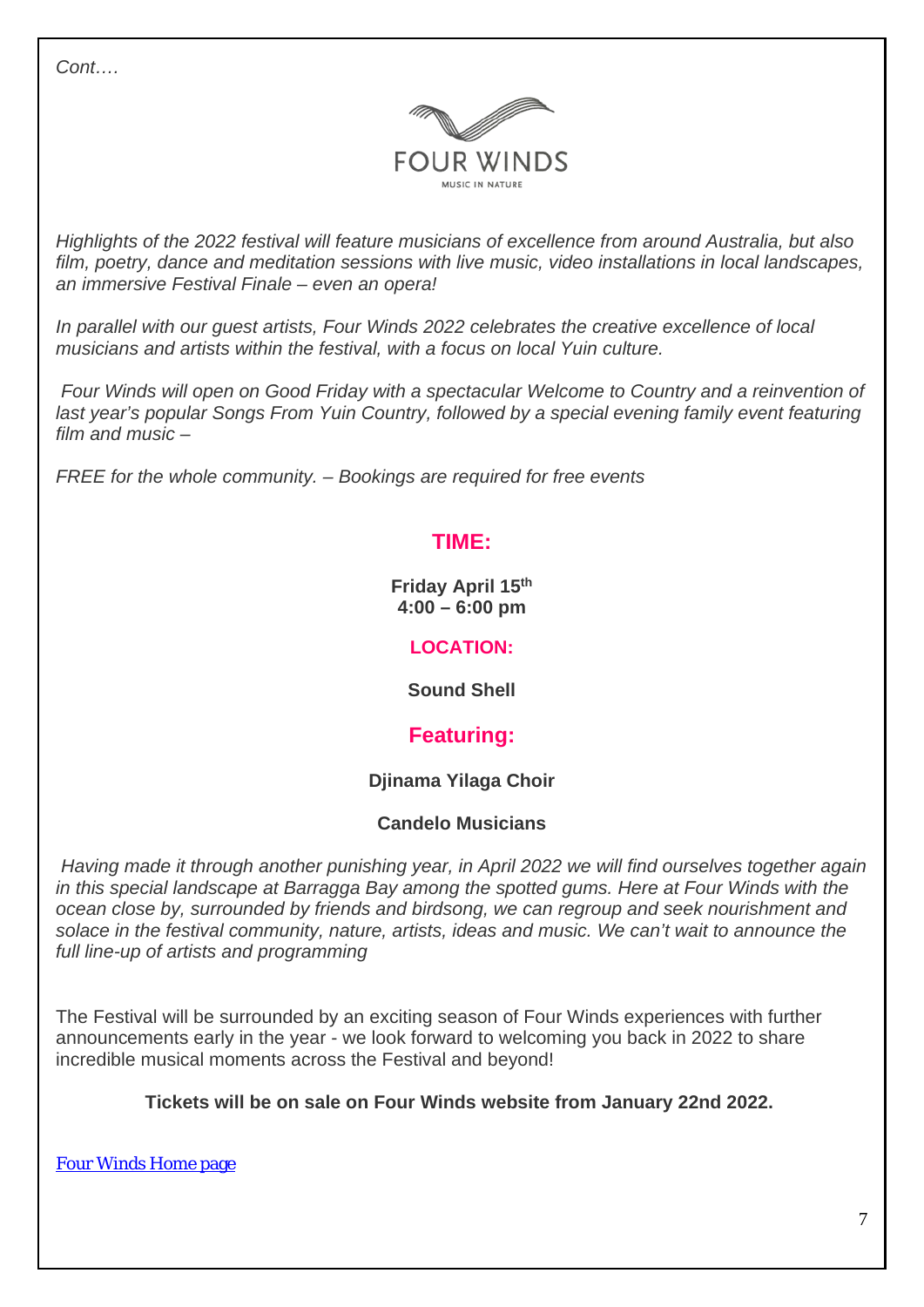*Cont….*

FOUR WINDS

MUSIC IN NATURE

*Highlights of the 2022 festival will feature musicians of excellence from around Australia, but also film, poetry, dance and meditation sessions with live music, video installations in local landscapes, an immersive Festival Finale – even an opera!*

*In parallel with our guest artists, Four Winds 2022 celebrates the creative excellence of local musicians and artists within the festival, with a focus on local Yuin culture.*

*Four Winds will open on Good Friday with a spectacular Welcome to Country and a reinvention of last year's popular Songs From Yuin Country, followed by a special evening family event featuring film and music –*

*FREE for the whole community. – Bookings are required for free events*

## TIME:

**Friday April 15th**
**4:00 – 6:00 pm**

### LOCATION:

**Sound Shell**

## Featuring:

**Djinama Yilaga Choir**

**Candelo Musicians**

*Having made it through another punishing year, in April 2022 we will find ourselves together again in this special landscape at Barragga Bay among the spotted gums. Here at Four Winds with the ocean close by, surrounded by friends and birdsong, we can regroup and seek nourishment and solace in the festival community, nature, artists, ideas and music. We can't wait to announce the full line-up of artists and programming*

The Festival will be surrounded by an exciting season of Four Winds experiences with further announcements early in the year - we look forward to welcoming you back in 2022 to share incredible musical moments across the Festival and beyond!

**Tickets will be on sale on Four Winds website from January 22nd 2022.**

Four Winds Home page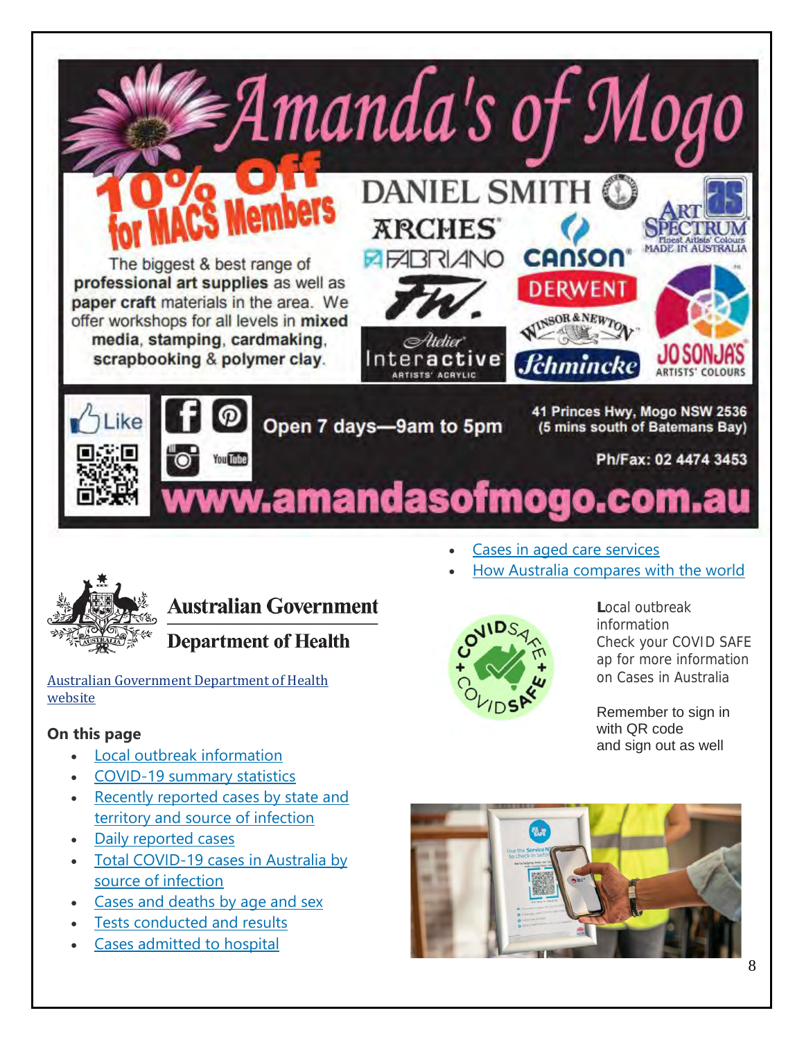# Amanda's of Mogo

**10% Off for MACS Members**

The biggest & best range of **professional art supplies** as well as **paper craft** materials in the area. We offer workshops for all levels in **mixed media, stamping, cardmaking, scrapbooking & polymer clay**.

DANIEL SMITH · ARCHES · FABRIANO · CANSON · ART SPECTRUM · FW · DERWENT · WINSOR & NEWTON · Atelier Interactive Artists' Acrylic · Schmincke · JO SONJA'S Artists' Colours

Open 7 days—9am to 5pm

41 Princes Hwy, Mogo NSW 2536 (5 mins south of Batemans Bay)

Ph/Fax: 02 4474 3453

www.amandasofmogo.com.au

## Australian Government Department of Health

Australian Government Department of Health website

**On this page**

- Local outbreak information
- COVID-19 summary statistics
- Recently reported cases by state and territory and source of infection
- Daily reported cases
- Total COVID-19 cases in Australia by source of infection
- Cases and deaths by age and sex
- Tests conducted and results
- Cases admitted to hospital
- Cases in aged care services
- How Australia compares with the world

**L**ocal outbreak information
Check your COVID SAFE ap for more information on Cases in Australia

Remember to sign in with QR code and sign out as well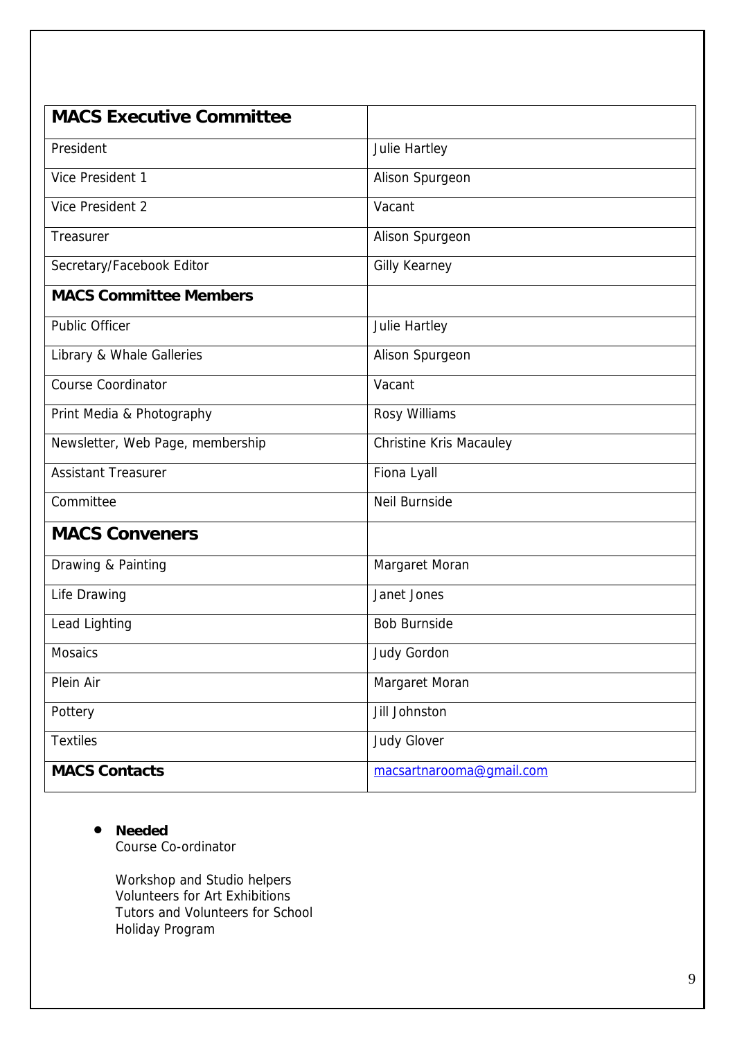| MACS Executive Committee | |
|---|---|
| President | Julie Hartley |
| Vice President 1 | Alison Spurgeon |
| Vice President 2 | Vacant |
| Treasurer | Alison Spurgeon |
| Secretary/Facebook Editor | Gilly Kearney |
| **MACS Committee Members** | |
| Public Officer | Julie Hartley |
| Library & Whale Galleries | Alison Spurgeon |
| Course Coordinator | Vacant |
| Print Media & Photography | Rosy Williams |
| Newsletter, Web Page, membership | Christine Kris Macauley |
| Assistant Treasurer | Fiona Lyall |
| Committee | Neil Burnside |
| **MACS Conveners** | |
| Drawing & Painting | Margaret Moran |
| Life Drawing | Janet Jones |
| Lead Lighting | Bob Burnside |
| Mosaics | Judy Gordon |
| Plein Air | Margaret Moran |
| Pottery | Jill Johnston |
| Textiles | Judy Glover |
| **MACS Contacts** | macsartnarooma@gmail.com |

- **Needed**
  Course Co-ordinator

  Workshop and Studio helpers
  Volunteers for Art Exhibitions
  Tutors and Volunteers for School Holiday Program